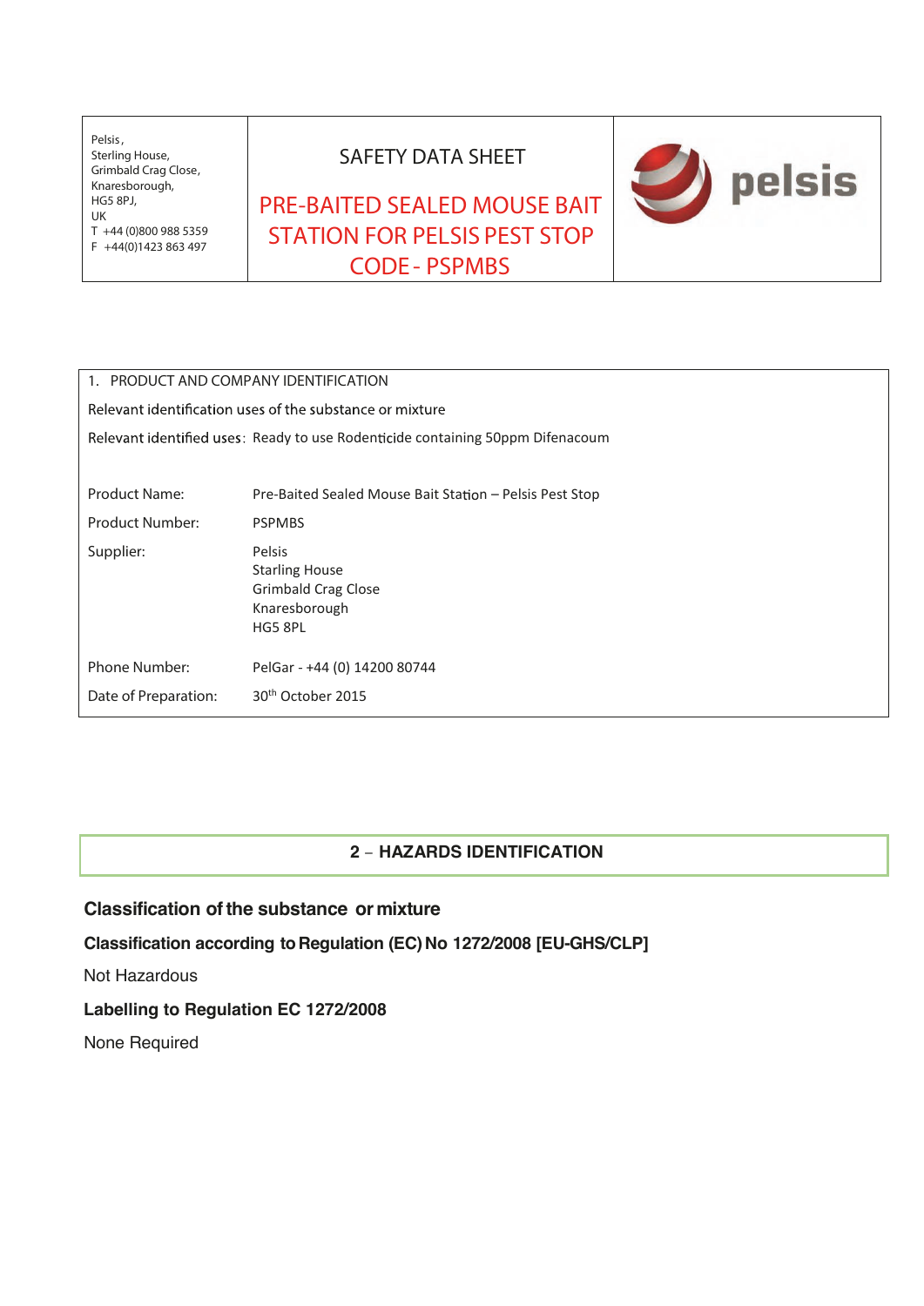| Pelsis, Sterling House, Grimbald Crag Close, Knaresborough, HG5 8PJ, UK T +44 (0)800 988 5359 F +44(0)1423 863 497 | SAFETY DATA SHEET PRE-BAITED SEALED MOUSE BAIT STATION FOR PELSIS PEST STOP CODE - PSPMBS | pelsis |
|---|---|---|

## 1. PRODUCT AND COMPANY IDENTIFICATION

Relevant identification uses of the substance or mixture

Relevant identified uses: Ready to use Rodenticide containing 50ppm Difenacoum

| | |
|---|---|
| Product Name: | Pre-Baited Sealed Mouse Bait Station – Pelsis Pest Stop |
| Product Number: | PSPMBS |
| Supplier: | Pelsis<br>Starling House<br>Grimbald Crag Close<br>Knaresborough<br>HG5 8PL |
| Phone Number: | PelGar - +44 (0) 14200 80744 |
| Date of Preparation: | 30th October 2015 |

## 2 – HAZARDS IDENTIFICATION

### Classification of the substance or mixture

**Classification according to Regulation (EC) No 1272/2008 [EU-GHS/CLP]**

Not Hazardous

**Labelling to Regulation EC 1272/2008**

None Required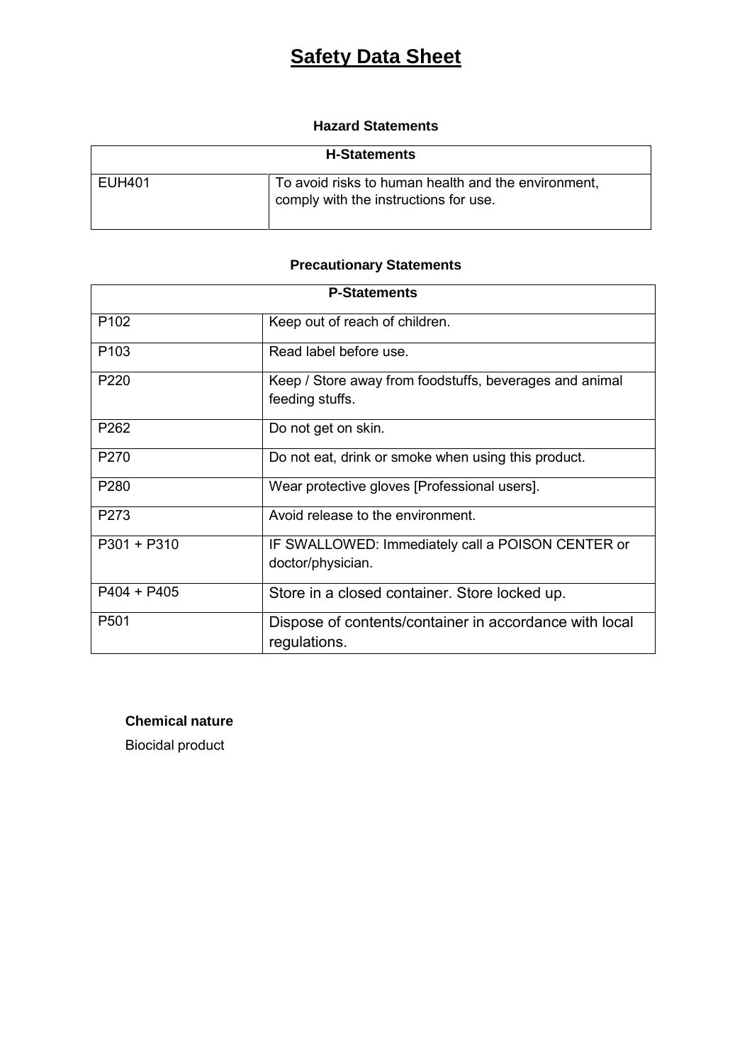# Safety Data Sheet

### Hazard Statements

| H-Statements | |
|---|---|
| EUH401 | To avoid risks to human health and the environment, comply with the instructions for use. |

### Precautionary Statements

| P-Statements | |
|---|---|
| P102 | Keep out of reach of children. |
| P103 | Read label before use. |
| P220 | Keep / Store away from foodstuffs, beverages and animal feeding stuffs. |
| P262 | Do not get on skin. |
| P270 | Do not eat, drink or smoke when using this product. |
| P280 | Wear protective gloves [Professional users]. |
| P273 | Avoid release to the environment. |
| P301 + P310 | IF SWALLOWED: Immediately call a POISON CENTER or doctor/physician. |
| P404 + P405 | Store in a closed container. Store locked up. |
| P501 | Dispose of contents/container in accordance with local regulations. |

**Chemical nature**

Biocidal product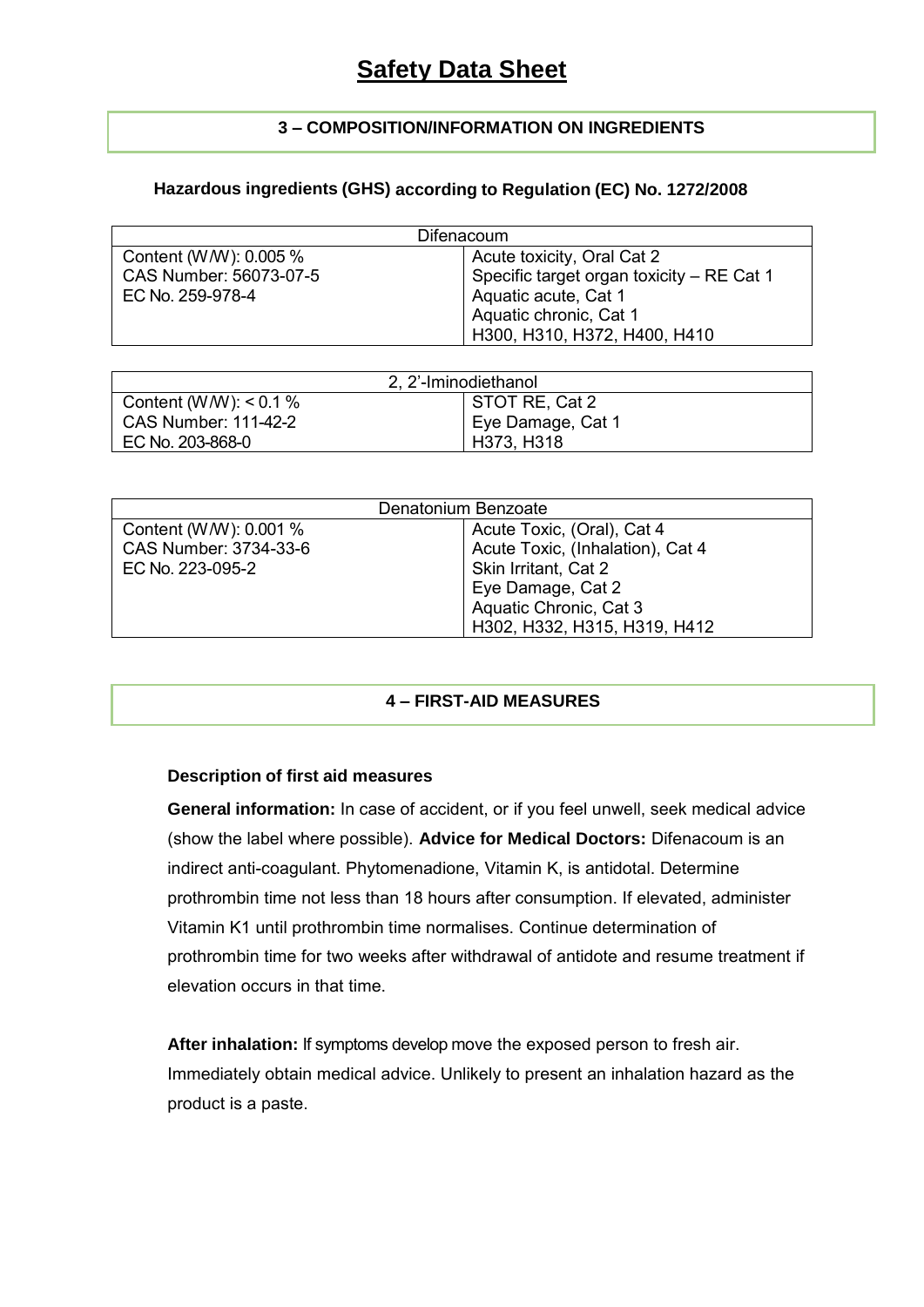# Safety Data Sheet

## 3 – COMPOSITION/INFORMATION ON INGREDIENTS

### Hazardous ingredients (GHS) according to Regulation (EC) No. 1272/2008

| Difenacoum | |
|---|---|
| Content (W/W): 0.005 %<br>CAS Number: 56073-07-5<br>EC No. 259-978-4 | Acute toxicity, Oral Cat 2<br>Specific target organ toxicity – RE Cat 1<br>Aquatic acute, Cat 1<br>Aquatic chronic, Cat 1<br>H300, H310, H372, H400, H410 |

| 2, 2'-Iminodiethanol | |
|---|---|
| Content (W/W): < 0.1 %<br>CAS Number: 111-42-2<br>EC No. 203-868-0 | STOT RE, Cat 2<br>Eye Damage, Cat 1<br>H373, H318 |

| Denatonium Benzoate | |
|---|---|
| Content (W/W): 0.001 %<br>CAS Number: 3734-33-6<br>EC No. 223-095-2 | Acute Toxic, (Oral), Cat 4<br>Acute Toxic, (Inhalation), Cat 4<br>Skin Irritant, Cat 2<br>Eye Damage, Cat 2<br>Aquatic Chronic, Cat 3<br>H302, H332, H315, H319, H412 |

## 4 – FIRST-AID MEASURES

**Description of first aid measures**

**General information:** In case of accident, or if you feel unwell, seek medical advice (show the label where possible). **Advice for Medical Doctors:** Difenacoum is an indirect anti-coagulant. Phytomenadione, Vitamin K, is antidotal. Determine prothrombin time not less than 18 hours after consumption. If elevated, administer Vitamin K1 until prothrombin time normalises. Continue determination of prothrombin time for two weeks after withdrawal of antidote and resume treatment if elevation occurs in that time.

**After inhalation:** If symptoms develop move the exposed person to fresh air. Immediately obtain medical advice. Unlikely to present an inhalation hazard as the product is a paste.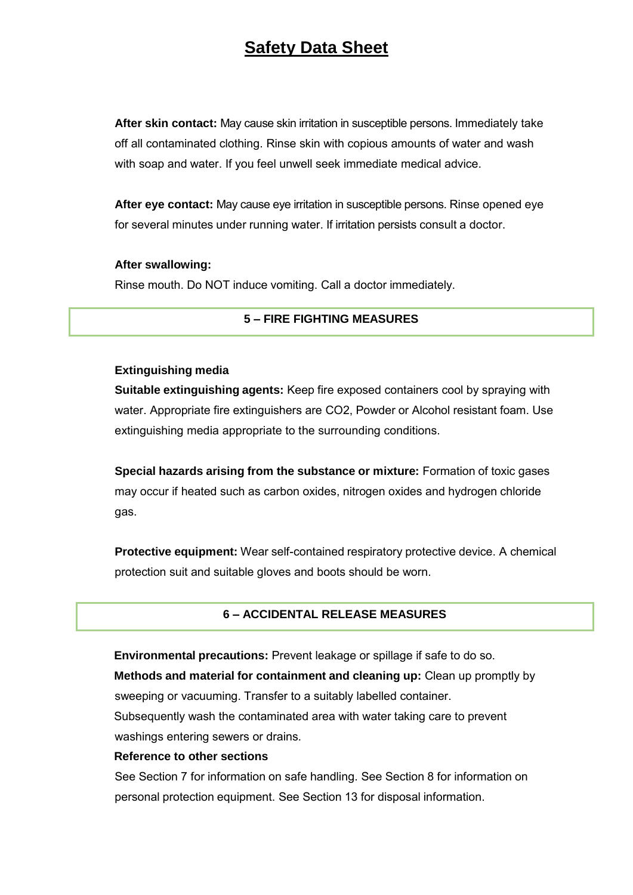# Safety Data Sheet

**After skin contact:** May cause skin irritation in susceptible persons. Immediately take off all contaminated clothing. Rinse skin with copious amounts of water and wash with soap and water. If you feel unwell seek immediate medical advice.

**After eye contact:** May cause eye irritation in susceptible persons. Rinse opened eye for several minutes under running water. If irritation persists consult a doctor.

**After swallowing:**
Rinse mouth. Do NOT induce vomiting. Call a doctor immediately.

## 5 – FIRE FIGHTING MEASURES

**Extinguishing media**
**Suitable extinguishing agents:** Keep fire exposed containers cool by spraying with water. Appropriate fire extinguishers are CO2, Powder or Alcohol resistant foam. Use extinguishing media appropriate to the surrounding conditions.

**Special hazards arising from the substance or mixture:** Formation of toxic gases may occur if heated such as carbon oxides, nitrogen oxides and hydrogen chloride gas.

**Protective equipment:** Wear self-contained respiratory protective device. A chemical protection suit and suitable gloves and boots should be worn.

## 6 – ACCIDENTAL RELEASE MEASURES

**Environmental precautions:** Prevent leakage or spillage if safe to do so.
**Methods and material for containment and cleaning up:** Clean up promptly by sweeping or vacuuming. Transfer to a suitably labelled container.
Subsequently wash the contaminated area with water taking care to prevent washings entering sewers or drains.

**Reference to other sections**
See Section 7 for information on safe handling. See Section 8 for information on personal protection equipment. See Section 13 for disposal information.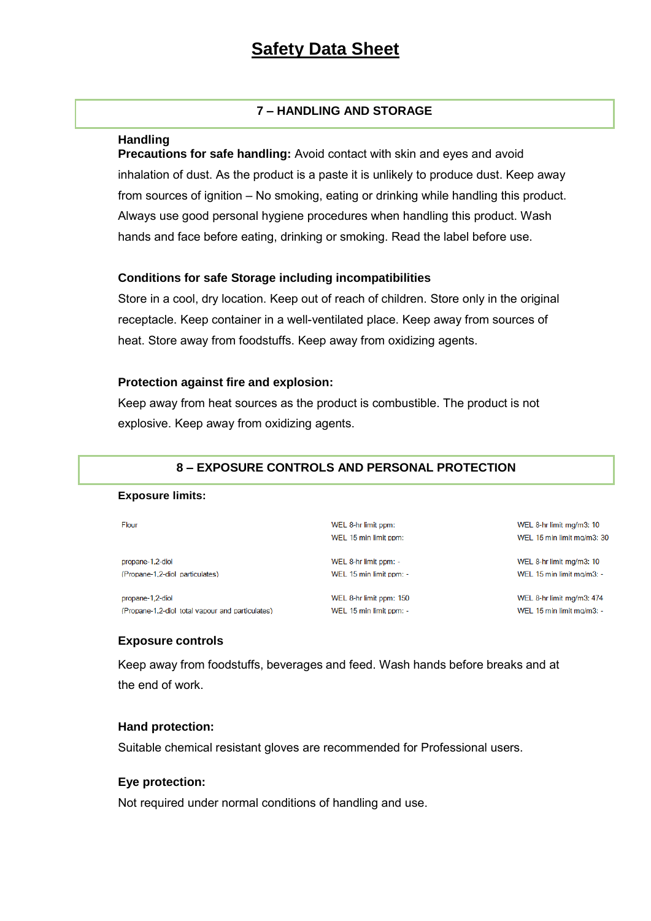# Safety Data Sheet

## 7 – HANDLING AND STORAGE

**Handling**

**Precautions for safe handling:** Avoid contact with skin and eyes and avoid inhalation of dust. As the product is a paste it is unlikely to produce dust. Keep away from sources of ignition – No smoking, eating or drinking while handling this product. Always use good personal hygiene procedures when handling this product. Wash hands and face before eating, drinking or smoking. Read the label before use.

**Conditions for safe Storage including incompatibilities**

Store in a cool, dry location. Keep out of reach of children. Store only in the original receptacle. Keep container in a well-ventilated place. Keep away from sources of heat. Store away from foodstuffs. Keep away from oxidizing agents.

**Protection against fire and explosion:**

Keep away from heat sources as the product is combustible. The product is not explosive. Keep away from oxidizing agents.

## 8 – EXPOSURE CONTROLS AND PERSONAL PROTECTION

**Exposure limits:**

| | | |
|---|---|---|
| Flour | WEL 8-hr limit ppm:<br>WEL 15 min limit ppm: | WEL 8-hr limit mg/m3: 10<br>WEL 15 min limit mg/m3: 30 |
| propane-1,2-diol<br>(Propane-1,2-diol particulates) | WEL 8-hr limit ppm: -<br>WEL 15 min limit ppm: - | WEL 8-hr limit mg/m3: 10<br>WEL 15 min limit mg/m3: - |
| propane-1,2-diol<br>(Propane-1,2-diol total vapour and particulates) | WEL 8-hr limit ppm: 150<br>WEL 15 min limit ppm: - | WEL 8-hr limit mg/m3: 474<br>WEL 15 min limit mg/m3: - |

**Exposure controls**

Keep away from foodstuffs, beverages and feed. Wash hands before breaks and at the end of work.

**Hand protection:**

Suitable chemical resistant gloves are recommended for Professional users.

**Eye protection:**

Not required under normal conditions of handling and use.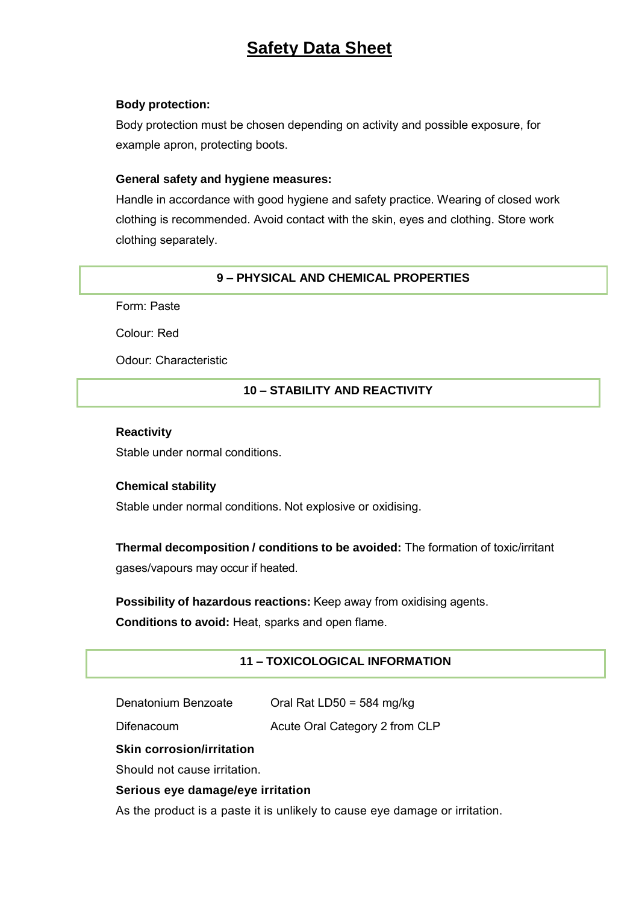# Safety Data Sheet

**Body protection:**

Body protection must be chosen depending on activity and possible exposure, for example apron, protecting boots.

**General safety and hygiene measures:**

Handle in accordance with good hygiene and safety practice. Wearing of closed work clothing is recommended. Avoid contact with the skin, eyes and clothing. Store work clothing separately.

## 9 – PHYSICAL AND CHEMICAL PROPERTIES

Form: Paste

Colour: Red

Odour: Characteristic

## 10 – STABILITY AND REACTIVITY

**Reactivity**

Stable under normal conditions.

**Chemical stability**

Stable under normal conditions. Not explosive or oxidising.

**Thermal decomposition / conditions to be avoided:** The formation of toxic/irritant gases/vapours may occur if heated.

**Possibility of hazardous reactions:** Keep away from oxidising agents.

**Conditions to avoid:** Heat, sparks and open flame.

## 11 – TOXICOLOGICAL INFORMATION

| | |
|---|---|
| Denatonium Benzoate | Oral Rat LD50 = 584 mg/kg |
| Difenacoum | Acute Oral Category 2 from CLP |

**Skin corrosion/irritation**

Should not cause irritation.

**Serious eye damage/eye irritation**

As the product is a paste it is unlikely to cause eye damage or irritation.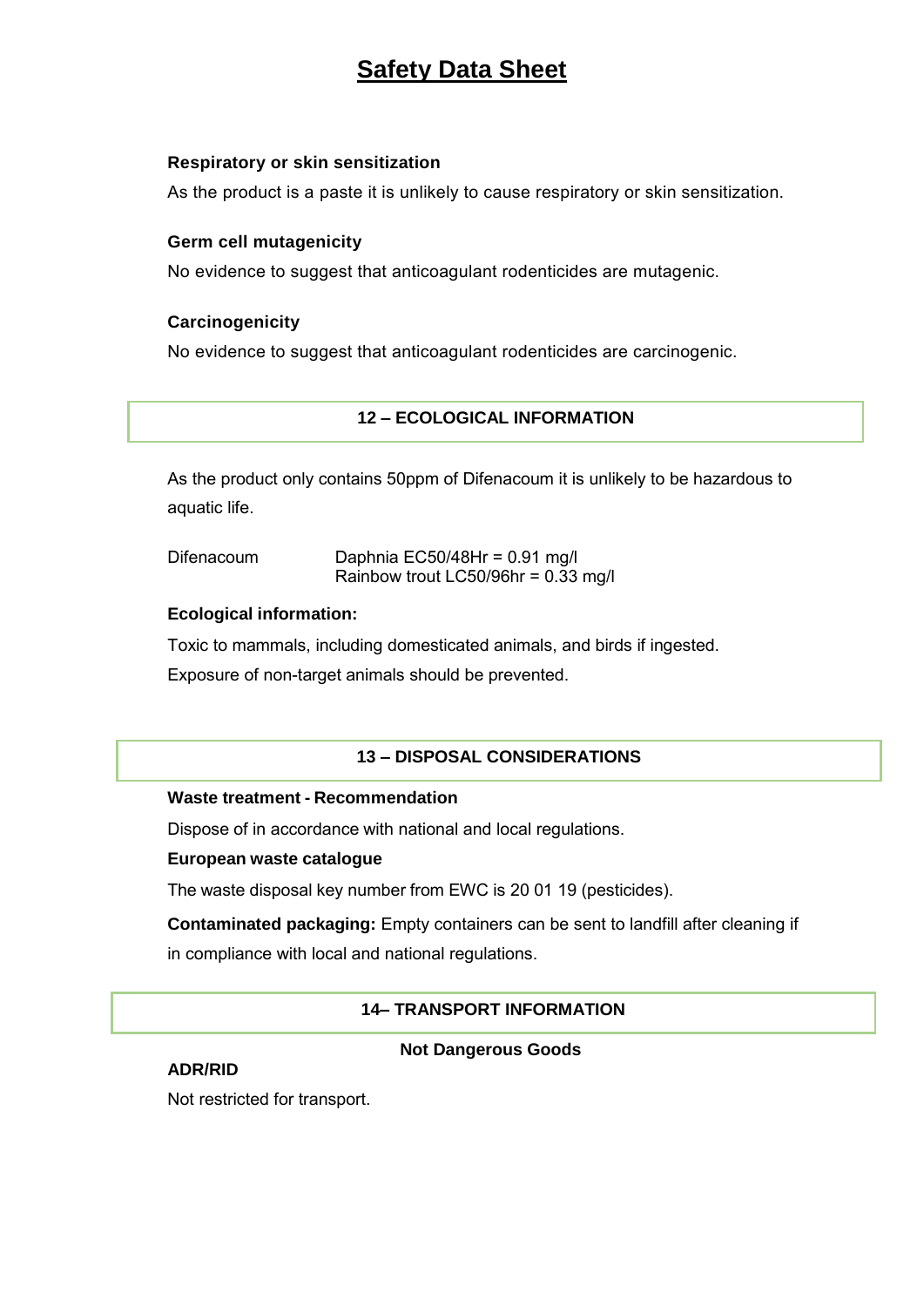# Safety Data Sheet

### Respiratory or skin sensitization

As the product is a paste it is unlikely to cause respiratory or skin sensitization.

### Germ cell mutagenicity

No evidence to suggest that anticoagulant rodenticides are mutagenic.

### Carcinogenicity

No evidence to suggest that anticoagulant rodenticides are carcinogenic.

## 12 – ECOLOGICAL INFORMATION

As the product only contains 50ppm of Difenacoum it is unlikely to be hazardous to aquatic life.

| Difenacoum | Daphnia EC50/48Hr = 0.91 mg/l<br>Rainbow trout LC50/96hr = 0.33 mg/l |
|---|---|

### Ecological information:

Toxic to mammals, including domesticated animals, and birds if ingested.

Exposure of non-target animals should be prevented.

## 13 – DISPOSAL CONSIDERATIONS

**Waste treatment - Recommendation**

Dispose of in accordance with national and local regulations.

**European waste catalogue**

The waste disposal key number from EWC is 20 01 19 (pesticides).

**Contaminated packaging:** Empty containers can be sent to landfill after cleaning if in compliance with local and national regulations.

## 14– TRANSPORT INFORMATION

**Not Dangerous Goods**

**ADR/RID**

Not restricted for transport.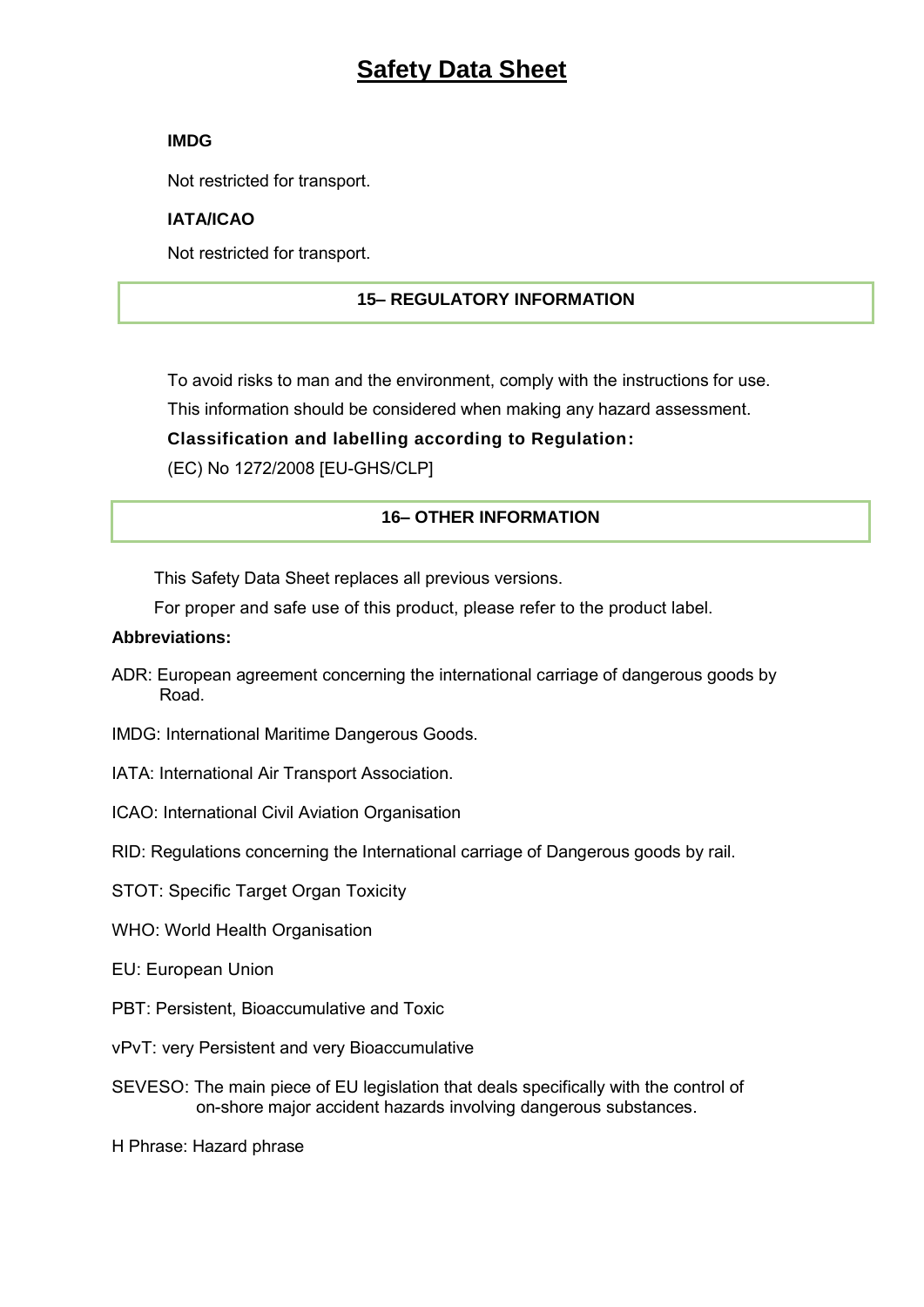**IMDG**

Not restricted for transport.

**IATA/ICAO**

Not restricted for transport.

## 15– REGULATORY INFORMATION

To avoid risks to man and the environment, comply with the instructions for use.

This information should be considered when making any hazard assessment.

**Classification and labelling according to Regulation:**

(EC) No 1272/2008 [EU-GHS/CLP]

## 16– OTHER INFORMATION

This Safety Data Sheet replaces all previous versions.

For proper and safe use of this product, please refer to the product label.

**Abbreviations:**

ADR: European agreement concerning the international carriage of dangerous goods by Road.

IMDG: International Maritime Dangerous Goods.

IATA: International Air Transport Association.

ICAO: International Civil Aviation Organisation

RID: Regulations concerning the International carriage of Dangerous goods by rail.

STOT: Specific Target Organ Toxicity

WHO: World Health Organisation

EU: European Union

PBT: Persistent, Bioaccumulative and Toxic

vPvT: very Persistent and very Bioaccumulative

SEVESO: The main piece of EU legislation that deals specifically with the control of on-shore major accident hazards involving dangerous substances.

H Phrase: Hazard phrase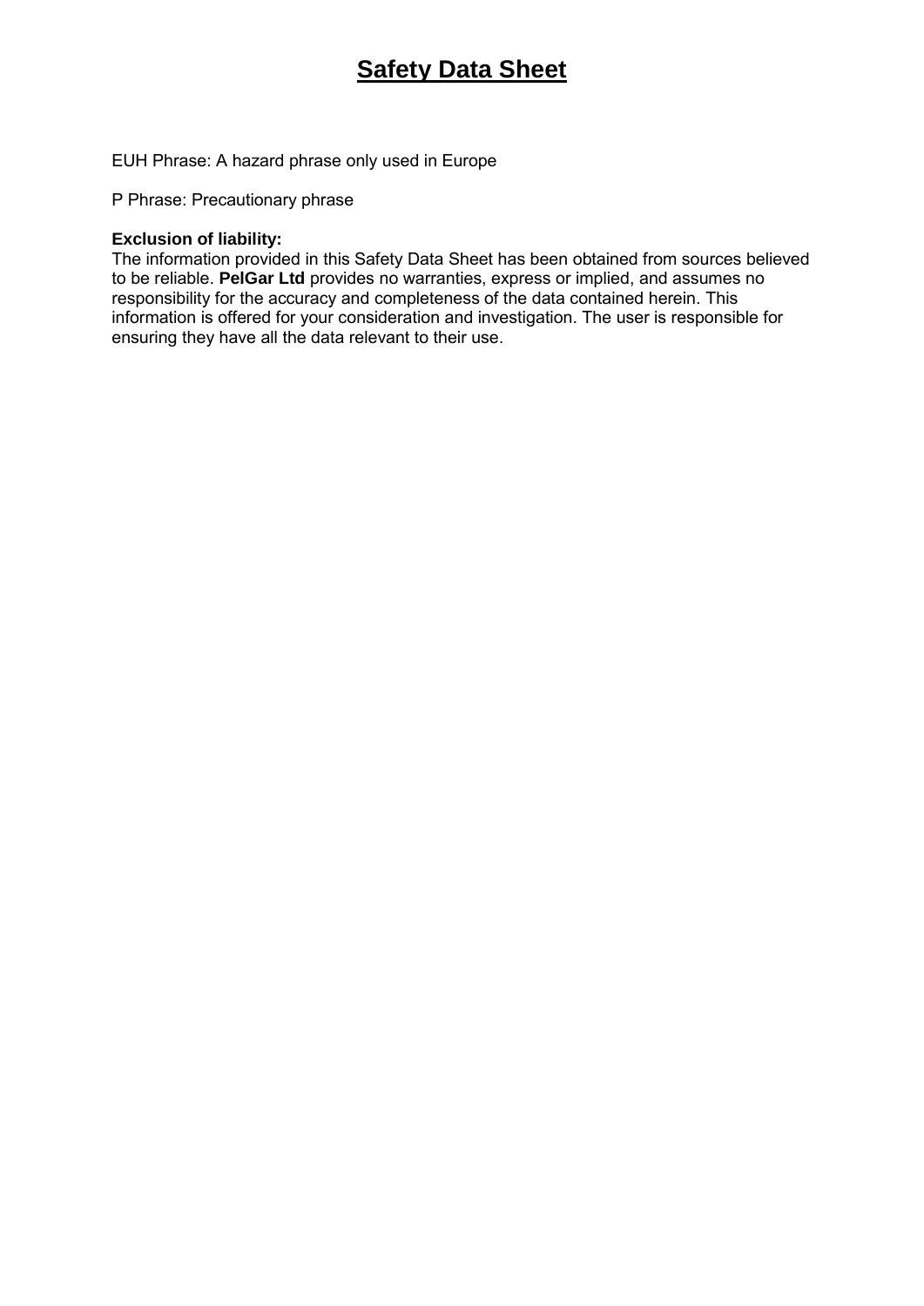# Safety Data Sheet

EUH Phrase: A hazard phrase only used in Europe

P Phrase: Precautionary phrase

**Exclusion of liability:**
The information provided in this Safety Data Sheet has been obtained from sources believed to be reliable. **PelGar Ltd** provides no warranties, express or implied, and assumes no responsibility for the accuracy and completeness of the data contained herein. This information is offered for your consideration and investigation. The user is responsible for ensuring they have all the data relevant to their use.